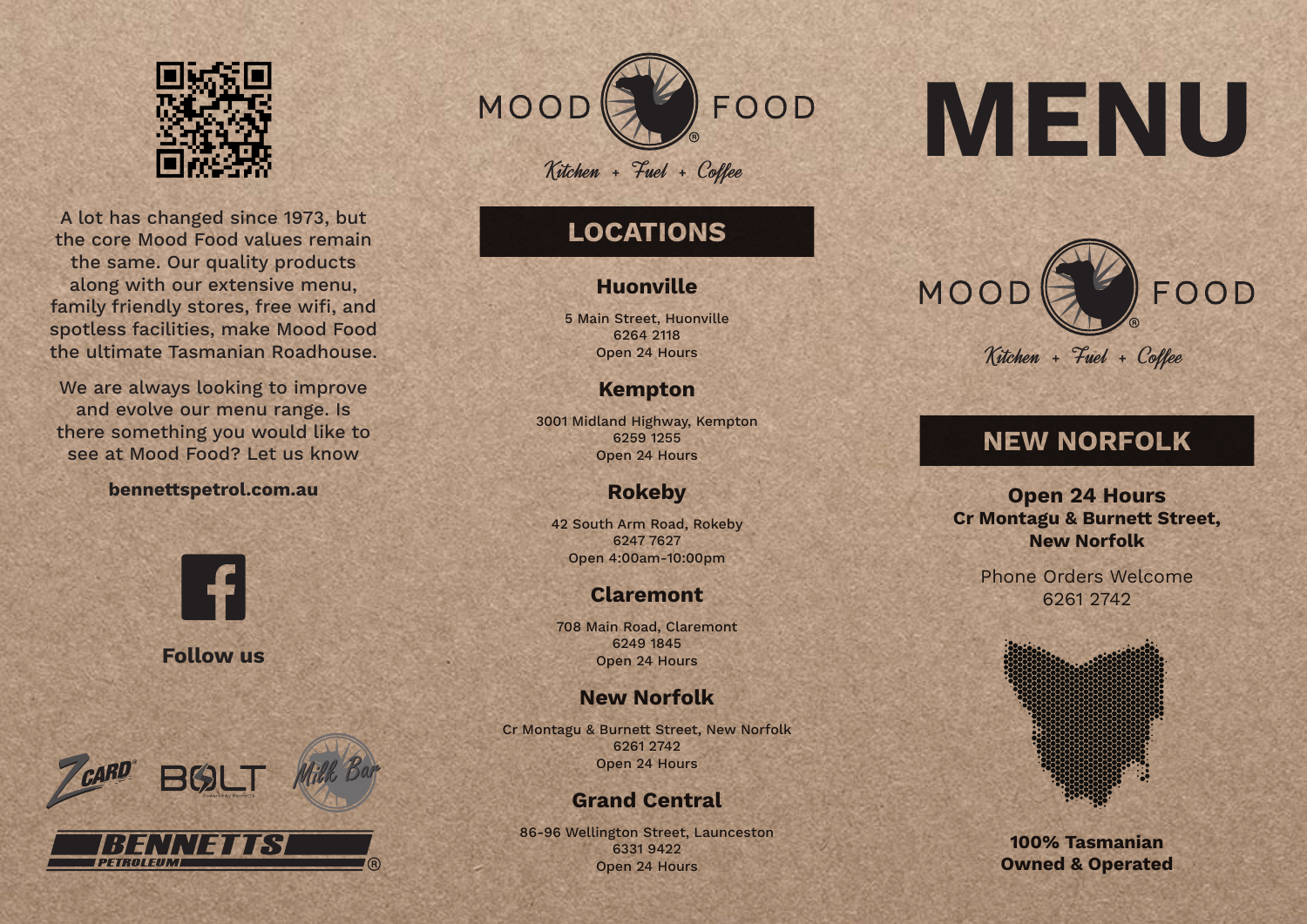A lot has changed since 1973, but the core Mood Food values remain the same. Our quality products along with our extensive menu, family friendly stores, free wifi, and spotless facilities, make Mood Food the ultimate Tasmanian Roadhouse.

We are always looking to improve and evolve our menu range. Is there something you would like to see at Mood Food? Let us know

**bennettspetrol.com.au**

**Follow us**

ZCARD® BOLT Milk Bar

BENNETTS PETROLEUM®

MOOD FOOD®

*Kitchen + Fuel + Coffee*

## LOCATIONS

### Huonville

5 Main Street, Huonville
6264 2118
Open 24 Hours

### Kempton

3001 Midland Highway, Kempton
6259 1255
Open 24 Hours

### Rokeby

42 South Arm Road, Rokeby
6247 7627
Open 4:00am-10:00pm

### Claremont

708 Main Road, Claremont
6249 1845
Open 24 Hours

### New Norfolk

Cr Montagu & Burnett Street, New Norfolk
6261 2742
Open 24 Hours

### Grand Central

86-96 Wellington Street, Launceston
6331 9422
Open 24 Hours

# MENU

MOOD FOOD®

*Kitchen + Fuel + Coffee*

## NEW NORFOLK

**Open 24 Hours**
**Cr Montagu & Burnett Street, New Norfolk**

Phone Orders Welcome
6261 2742

**100% Tasmanian Owned & Operated**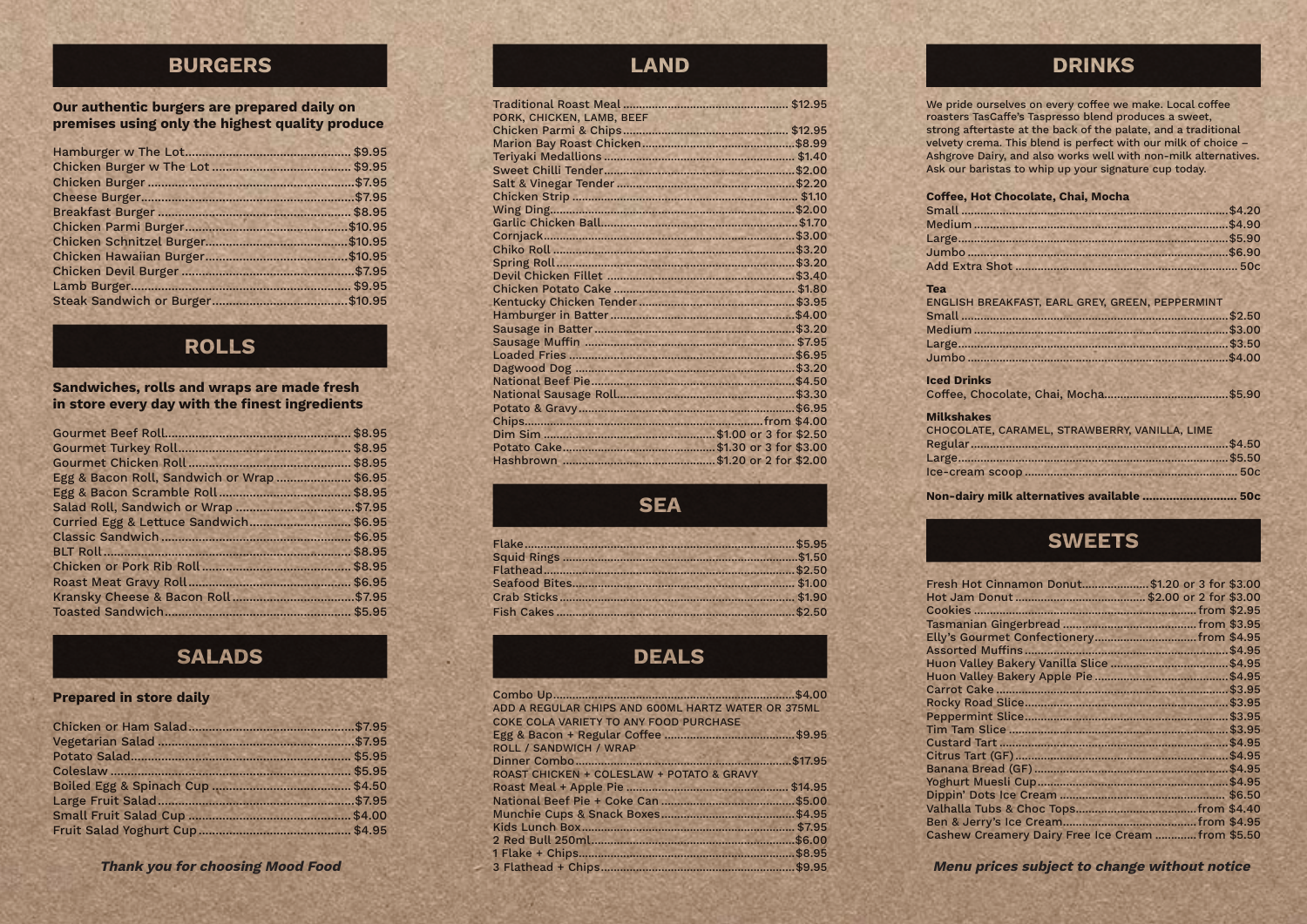## BURGERS

**Our authentic burgers are prepared daily on premises using only the highest quality produce**

| | |
|---|---|
| Hamburger w The Lot | $9.95 |
| Chicken Burger w The Lot | $9.95 |
| Chicken Burger | $7.95 |
| Cheese Burger | $7.95 |
| Breakfast Burger | $8.95 |
| Chicken Parmi Burger | $10.95 |
| Chicken Schnitzel Burger | $10.95 |
| Chicken Hawaiian Burger | $10.95 |
| Chicken Devil Burger | $7.95 |
| Lamb Burger | $9.95 |
| Steak Sandwich or Burger | $10.95 |

## ROLLS

**Sandwiches, rolls and wraps are made fresh in store every day with the finest ingredients**

| | |
|---|---|
| Gourmet Beef Roll | $8.95 |
| Gourmet Turkey Roll | $8.95 |
| Gourmet Chicken Roll | $8.95 |
| Egg & Bacon Roll, Sandwich or Wrap | $6.95 |
| Egg & Bacon Scramble Roll | $8.95 |
| Salad Roll, Sandwich or Wrap | $7.95 |
| Curried Egg & Lettuce Sandwich | $6.95 |
| Classic Sandwich | $6.95 |
| BLT Roll | $8.95 |
| Chicken or Pork Rib Roll | $8.95 |
| Roast Meat Gravy Roll | $6.95 |
| Kransky Cheese & Bacon Roll | $7.95 |
| Toasted Sandwich | $5.95 |

## SALADS

**Prepared in store daily**

| | |
|---|---|
| Chicken or Ham Salad | $7.95 |
| Vegetarian Salad | $7.95 |
| Potato Salad | $5.95 |
| Coleslaw | $5.95 |
| Boiled Egg & Spinach Cup | $4.50 |
| Large Fruit Salad | $7.95 |
| Small Fruit Salad Cup | $4.00 |
| Fruit Salad Yoghurt Cup | $4.95 |

*Thank you for choosing Mood Food*

## LAND

| | |
|---|---|
| Traditional Roast Meal<br>PORK, CHICKEN, LAMB, BEEF | $12.95 |
| Chicken Parmi & Chips | $12.95 |
| Marion Bay Roast Chicken | $8.99 |
| Teriyaki Medallions | $1.40 |
| Sweet Chilli Tender | $2.00 |
| Salt & Vinegar Tender | $2.20 |
| Chicken Strip | $1.10 |
| Wing Ding | $2.00 |
| Garlic Chicken Ball | $1.70 |
| Cornjack | $3.00 |
| Chiko Roll | $3.20 |
| Spring Roll | $3.20 |
| Devil Chicken Fillet | $3.40 |
| Chicken Potato Cake | $1.80 |
| Kentucky Chicken Tender | $3.95 |
| Hamburger in Batter | $4.00 |
| Sausage in Batter | $3.20 |
| Sausage Muffin | $7.95 |
| Loaded Fries | $6.95 |
| Dagwood Dog | $3.20 |
| National Beef Pie | $4.50 |
| National Sausage Roll | $3.30 |
| Potato & Gravy | $6.95 |
| Chips | from $4.00 |
| Dim Sim | $1.00 or 3 for $2.50 |
| Potato Cake | $1.30 or 3 for $3.00 |
| Hashbrown | $1.20 or 2 for $2.00 |

## SEA

| | |
|---|---|
| Flake | $5.95 |
| Squid Rings | $1.50 |
| Flathead | $2.50 |
| Seafood Bites | $1.00 |
| Crab Sticks | $1.90 |
| Fish Cakes | $2.50 |

## DEALS

| | |
|---|---|
| Combo Up<br>ADD A REGULAR CHIPS AND 600ML HARTZ WATER OR 375ML COKE COLA VARIETY TO ANY FOOD PURCHASE | $4.00 |
| Egg & Bacon + Regular Coffee<br>ROLL / SANDWICH / WRAP | $9.95 |
| Dinner Combo<br>ROAST CHICKEN + COLESLAW + POTATO & GRAVY | $17.95 |
| Roast Meal + Apple Pie | $14.95 |
| National Beef Pie + Coke Can | $5.00 |
| Munchie Cups & Snack Boxes | $4.95 |
| Kids Lunch Box | $7.95 |
| 2 Red Bull 250ml | $6.00 |
| 1 Flake + Chips | $8.95 |
| 3 Flathead + Chips | $9.95 |

## DRINKS

We pride ourselves on every coffee we make. Local coffee roasters TasCaffe's Taspresso blend produces a sweet, strong aftertaste at the back of the palate, and a traditional velvety crema. This blend is perfect with our milk of choice – Ashgrove Dairy, and also works well with non-milk alternatives. Ask our baristas to whip up your signature cup today.

**Coffee, Hot Chocolate, Chai, Mocha**

| | |
|---|---|
| Small | $4.20 |
| Medium | $4.90 |
| Large | $5.90 |
| Jumbo | $6.90 |
| Add Extra Shot | 50c |

**Tea**

ENGLISH BREAKFAST, EARL GREY, GREEN, PEPPERMINT

| | |
|---|---|
| Small | $2.50 |
| Medium | $3.00 |
| Large | $3.50 |
| Jumbo | $4.00 |

**Iced Drinks**

| | |
|---|---|
| Coffee, Chocolate, Chai, Mocha | $5.90 |

**Milkshakes**

CHOCOLATE, CARAMEL, STRAWBERRY, VANILLA, LIME

| | |
|---|---|
| Regular | $4.50 |
| Large | $5.50 |
| Ice-cream scoop | 50c |

**Non-dairy milk alternatives available ............ 50c**

## SWEETS

| | |
|---|---|
| Fresh Hot Cinnamon Donut | $1.20 or 3 for $3.00 |
| Hot Jam Donut | $2.00 or 2 for $3.00 |
| Cookies | from $2.95 |
| Tasmanian Gingerbread | from $3.95 |
| Elly's Gourmet Confectionery | from $4.95 |
| Assorted Muffins | $4.95 |
| Huon Valley Bakery Vanilla Slice | $4.95 |
| Huon Valley Bakery Apple Pie | $4.95 |
| Carrot Cake | $3.95 |
| Rocky Road Slice | $3.95 |
| Peppermint Slice | $3.95 |
| Tim Tam Slice | $3.95 |
| Custard Tart | $4.95 |
| Citrus Tart (GF) | $4.95 |
| Banana Bread (GF) | $4.95 |
| Yoghurt Muesli Cup | $4.95 |
| Dippin' Dots Ice Cream | $6.50 |
| Valhalla Tubs & Choc Tops | from $4.40 |
| Ben & Jerry's Ice Cream | from $4.95 |
| Cashew Creamery Dairy Free Ice Cream | from $5.50 |

*Menu prices subject to change without notice*